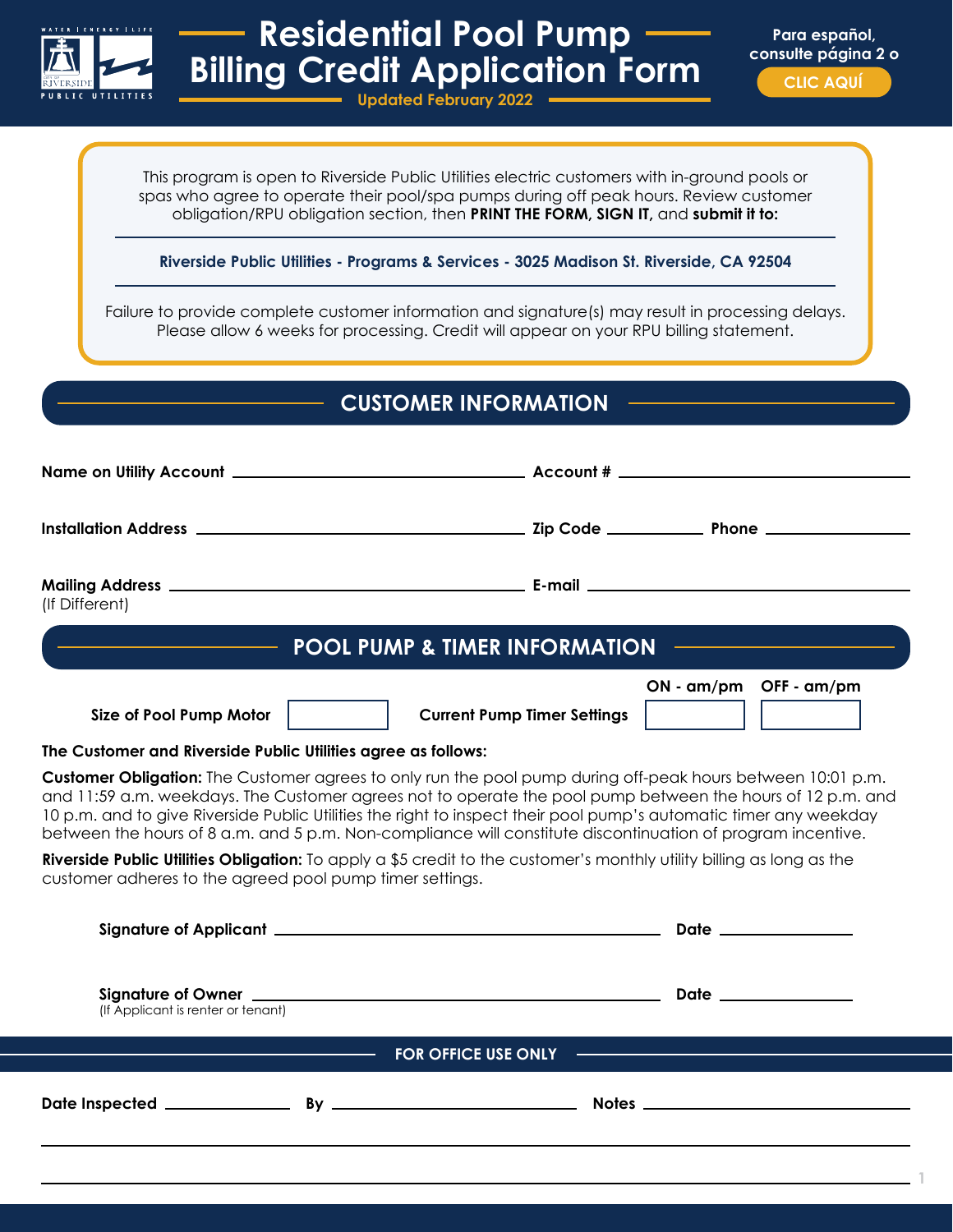# Residential Pool Pump Billing Credit Application Form

Updated February 2022

Para español, consulte página 2 o CLIC AQUÍ

This program is open to Riverside Public Utilities electric customers with in-ground pools or spas who agree to operate their pool/spa pumps during off peak hours. Review customer obligation/RPU obligation section, then **PRINT THE FORM, SIGN IT,** and **submit it to:**

**Riverside Public Utilities - Programs & Services - 3025 Madison St. Riverside, CA 92504**

Failure to provide complete customer information and signature(s) may result in processing delays. Please allow 6 weeks for processing. Credit will appear on your RPU billing statement.

## CUSTOMER INFORMATION

**Name on Utility Account** ______________________ **Account #** ______________________

**Installation Address** ______________________ **Zip Code** __________ **Phone** __________

**Mailing Address** ______________________ **E-mail** ______________________
(If Different)

## POOL PUMP & TIMER INFORMATION

**Size of Pool Pump Motor** [ ] **Current Pump Timer Settings** **ON - am/pm** [ ] **OFF - am/pm** [ ]

**The Customer and Riverside Public Utilities agree as follows:**

**Customer Obligation:** The Customer agrees to only run the pool pump during off-peak hours between 10:01 p.m. and 11:59 a.m. weekdays. The Customer agrees not to operate the pool pump between the hours of 12 p.m. and 10 p.m. and to give Riverside Public Utilities the right to inspect their pool pump's automatic timer any weekday between the hours of 8 a.m. and 5 p.m. Non-compliance will constitute discontinuation of program incentive.

**Riverside Public Utilities Obligation:** To apply a $5 credit to the customer's monthly utility billing as long as the customer adheres to the agreed pool pump timer settings.

**Signature of Applicant** ______________________ **Date** __________

**Signature of Owner** ______________________ **Date** __________
(If Applicant is renter or tenant)

### FOR OFFICE USE ONLY

**Date Inspected** __________ **By** ______________________ **Notes** ______________________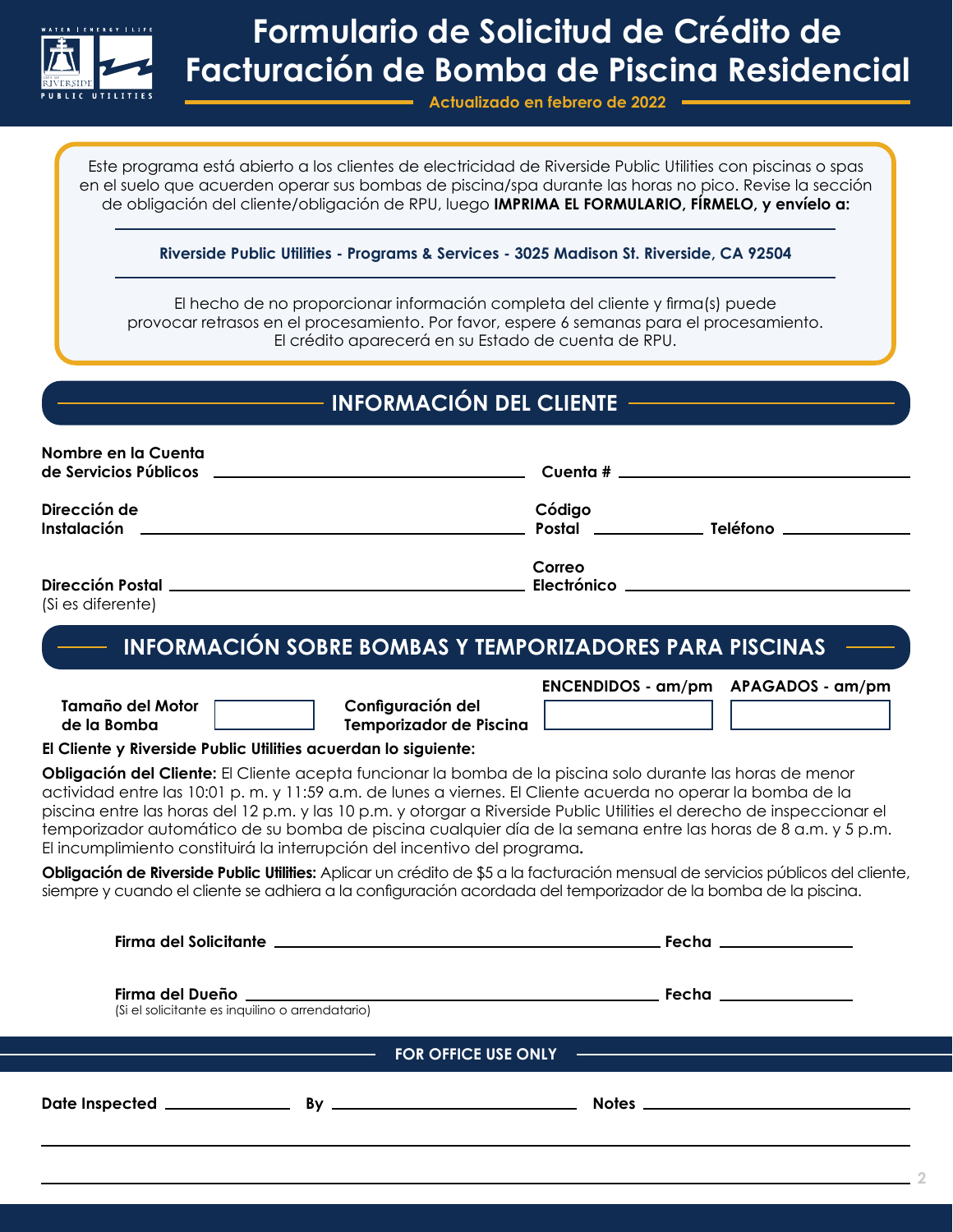# Formulario de Solicitud de Crédito de Facturación de Bomba de Piscina Residencial

Actualizado en febrero de 2022

Este programa está abierto a los clientes de electricidad de Riverside Public Utilities con piscinas o spas en el suelo que acuerden operar sus bombas de piscina/spa durante las horas no pico. Revise la sección de obligación del cliente/obligación de RPU, luego **IMPRIMA EL FORMULARIO, FÍRMELO, y envíelo a:**

**Riverside Public Utilities - Programs & Services - 3025 Madison St. Riverside, CA 92504**

El hecho de no proporcionar información completa del cliente y firma(s) puede provocar retrasos en el procesamiento. Por favor, espere 6 semanas para el procesamiento. El crédito aparecerá en su Estado de cuenta de RPU.

## INFORMACIÓN DEL CLIENTE

**Nombre en la Cuenta de Servicios Públicos** ______________________ **Cuenta #** ______________________

**Dirección de Instalación** ______________________ **Código Postal** __________ **Teléfono** __________

**Dirección Postal** ______________________ **Correo Electrónico** ______________________
(Si es diferente)

## INFORMACIÓN SOBRE BOMBAS Y TEMPORIZADORES PARA PISCINAS

**Tamaño del Motor de la Bomba** __________

**Configuración del Temporizador de Piscina** — **ENCENDIDOS - am/pm** __________ **APAGADOS - am/pm** __________

**El Cliente y Riverside Public Utilities acuerdan lo siguiente:**

**Obligación del Cliente:** El Cliente acepta funcionar la bomba de la piscina solo durante las horas de menor actividad entre las 10:01 p. m. y 11:59 a.m. de lunes a viernes. El Cliente acuerda no operar la bomba de la piscina entre las horas del 12 p.m. y las 10 p.m. y otorgar a Riverside Public Utilities el derecho de inspeccionar el temporizador automático de su bomba de piscina cualquier día de la semana entre las horas de 8 a.m. y 5 p.m. El incumplimiento constituirá la interrupción del incentivo del programa**.**

**Obligación de Riverside Public Utilities:** Aplicar un crédito de $5 a la facturación mensual de servicios públicos del cliente, siempre y cuando el cliente se adhiera a la configuración acordada del temporizador de la bomba de la piscina.

**Firma del Solicitante** ______________________ **Fecha** __________

**Firma del Dueño** ______________________ **Fecha** __________
(Si el solicitante es inquilino o arrendatario)

## FOR OFFICE USE ONLY

**Date Inspected** __________ **By** __________ **Notes** __________